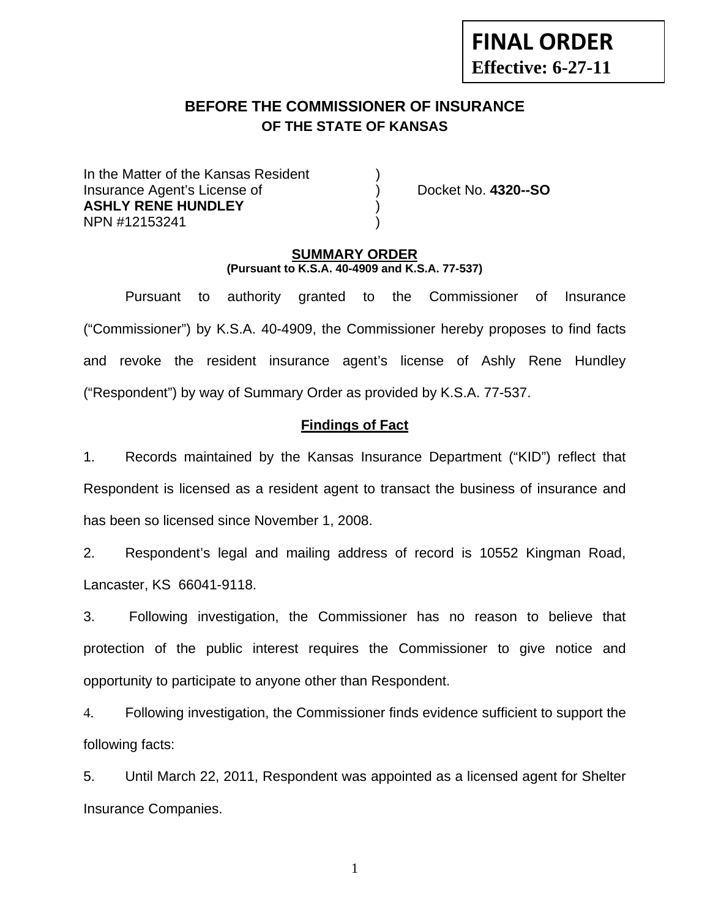**FINAL ORDER**
**Effective: 6-27-11**

# BEFORE THE COMMISSIONER OF INSURANCE
## OF THE STATE OF KANSAS

In the Matter of the Kansas Resident )
Insurance Agent's License of ) Docket No. **4320--SO**
**ASHLY RENE HUNDLEY** )
NPN #12153241 )

## SUMMARY ORDER
**(Pursuant to K.S.A. 40-4909 and K.S.A. 77-537)**

Pursuant to authority granted to the Commissioner of Insurance ("Commissioner") by K.S.A. 40-4909, the Commissioner hereby proposes to find facts and revoke the resident insurance agent's license of Ashly Rene Hundley ("Respondent") by way of Summary Order as provided by K.S.A. 77-537.

### Findings of Fact

1. Records maintained by the Kansas Insurance Department ("KID") reflect that Respondent is licensed as a resident agent to transact the business of insurance and has been so licensed since November 1, 2008.

2. Respondent's legal and mailing address of record is 10552 Kingman Road, Lancaster, KS 66041-9118.

3. Following investigation, the Commissioner has no reason to believe that protection of the public interest requires the Commissioner to give notice and opportunity to participate to anyone other than Respondent.

4. Following investigation, the Commissioner finds evidence sufficient to support the following facts:

5. Until March 22, 2011, Respondent was appointed as a licensed agent for Shelter Insurance Companies.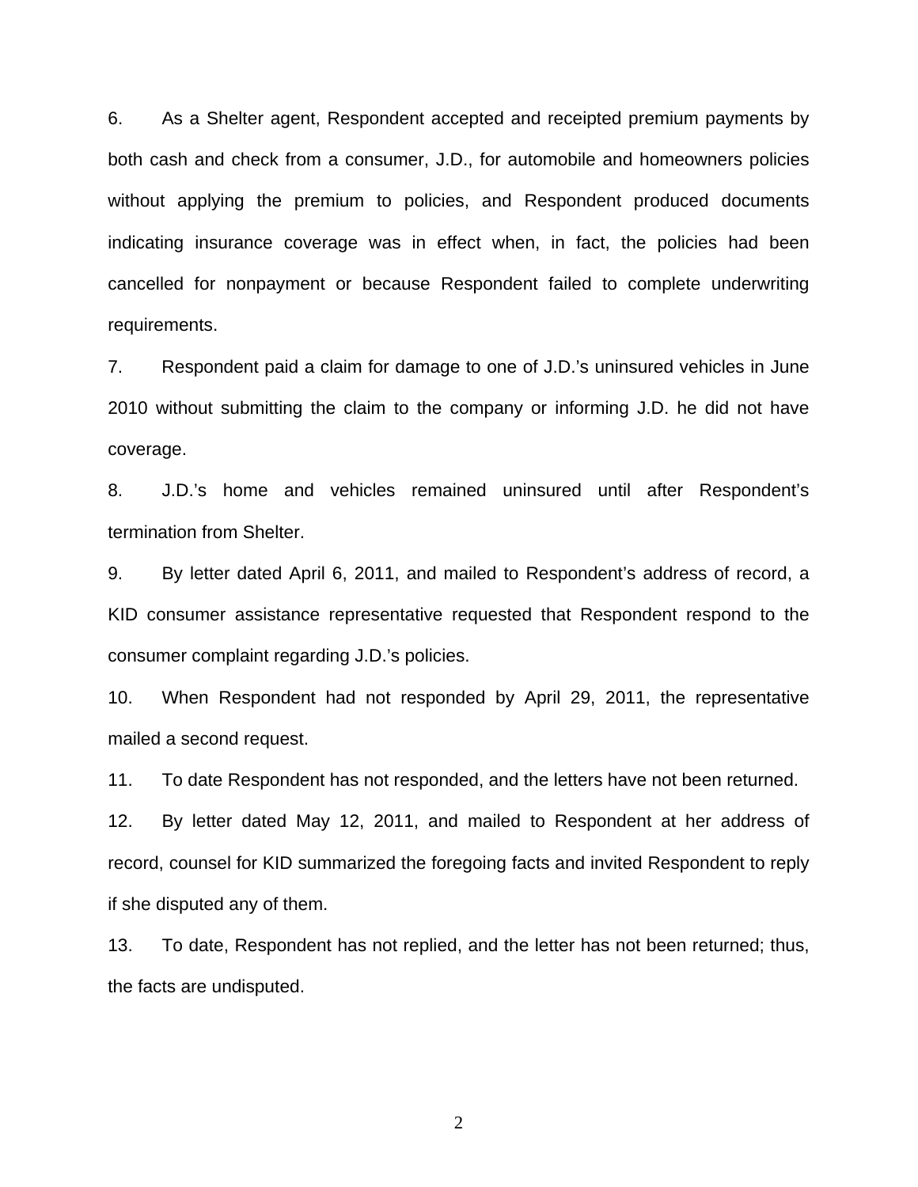6. As a Shelter agent, Respondent accepted and receipted premium payments by both cash and check from a consumer, J.D., for automobile and homeowners policies without applying the premium to policies, and Respondent produced documents indicating insurance coverage was in effect when, in fact, the policies had been cancelled for nonpayment or because Respondent failed to complete underwriting requirements.

7. Respondent paid a claim for damage to one of J.D.'s uninsured vehicles in June 2010 without submitting the claim to the company or informing J.D. he did not have coverage.

8. J.D.'s home and vehicles remained uninsured until after Respondent's termination from Shelter.

9. By letter dated April 6, 2011, and mailed to Respondent's address of record, a KID consumer assistance representative requested that Respondent respond to the consumer complaint regarding J.D.'s policies.

10. When Respondent had not responded by April 29, 2011, the representative mailed a second request.

11. To date Respondent has not responded, and the letters have not been returned.

12. By letter dated May 12, 2011, and mailed to Respondent at her address of record, counsel for KID summarized the foregoing facts and invited Respondent to reply if she disputed any of them.

13. To date, Respondent has not replied, and the letter has not been returned; thus, the facts are undisputed.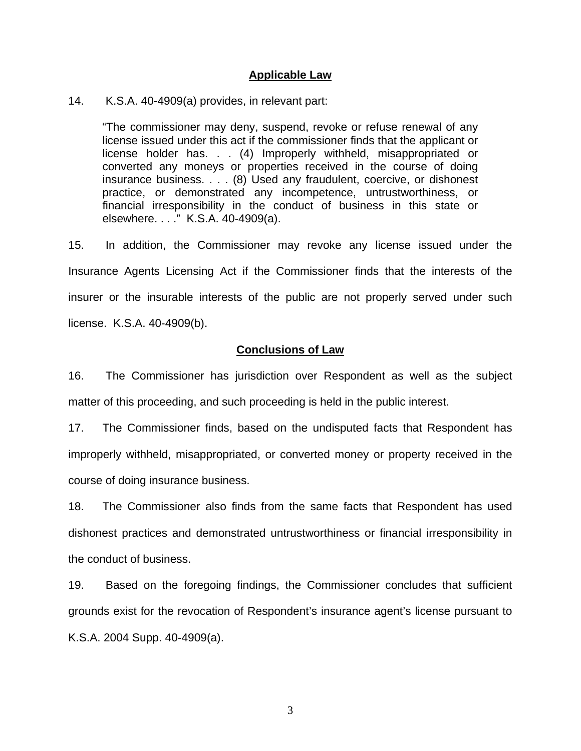## Applicable Law

14. K.S.A. 40-4909(a) provides, in relevant part:

> "The commissioner may deny, suspend, revoke or refuse renewal of any license issued under this act if the commissioner finds that the applicant or license holder has. . . (4) Improperly withheld, misappropriated or converted any moneys or properties received in the course of doing insurance business. . . . (8) Used any fraudulent, coercive, or dishonest practice, or demonstrated any incompetence, untrustworthiness, or financial irresponsibility in the conduct of business in this state or elsewhere. . . ." K.S.A. 40-4909(a).

15. In addition, the Commissioner may revoke any license issued under the Insurance Agents Licensing Act if the Commissioner finds that the interests of the insurer or the insurable interests of the public are not properly served under such license. K.S.A. 40-4909(b).

## Conclusions of Law

16. The Commissioner has jurisdiction over Respondent as well as the subject matter of this proceeding, and such proceeding is held in the public interest.

17. The Commissioner finds, based on the undisputed facts that Respondent has improperly withheld, misappropriated, or converted money or property received in the course of doing insurance business.

18. The Commissioner also finds from the same facts that Respondent has used dishonest practices and demonstrated untrustworthiness or financial irresponsibility in the conduct of business.

19. Based on the foregoing findings, the Commissioner concludes that sufficient grounds exist for the revocation of Respondent's insurance agent's license pursuant to K.S.A. 2004 Supp. 40-4909(a).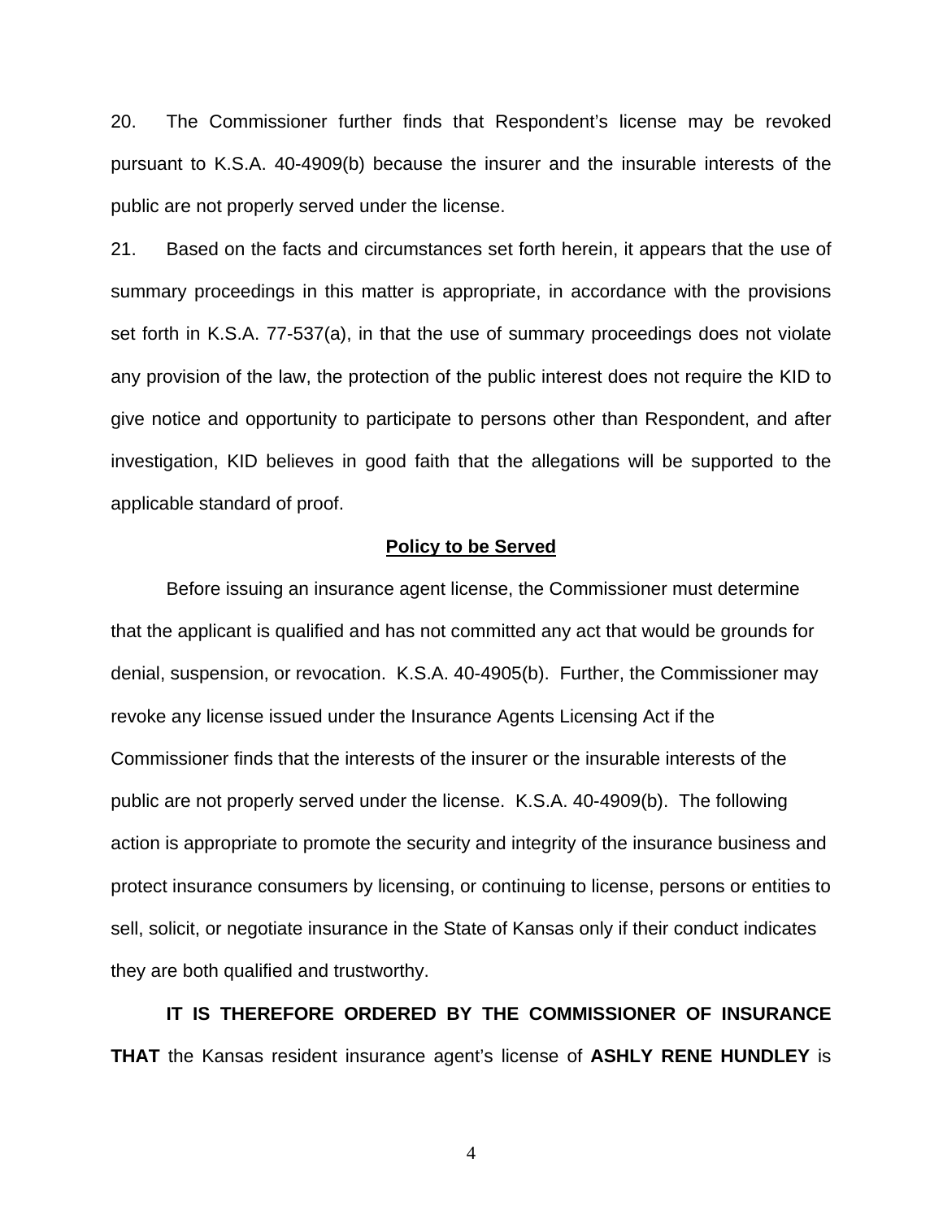20. The Commissioner further finds that Respondent's license may be revoked pursuant to K.S.A. 40-4909(b) because the insurer and the insurable interests of the public are not properly served under the license.

21. Based on the facts and circumstances set forth herein, it appears that the use of summary proceedings in this matter is appropriate, in accordance with the provisions set forth in K.S.A. 77-537(a), in that the use of summary proceedings does not violate any provision of the law, the protection of the public interest does not require the KID to give notice and opportunity to participate to persons other than Respondent, and after investigation, KID believes in good faith that the allegations will be supported to the applicable standard of proof.

**Policy to be Served**

Before issuing an insurance agent license, the Commissioner must determine that the applicant is qualified and has not committed any act that would be grounds for denial, suspension, or revocation. K.S.A. 40-4905(b). Further, the Commissioner may revoke any license issued under the Insurance Agents Licensing Act if the Commissioner finds that the interests of the insurer or the insurable interests of the public are not properly served under the license. K.S.A. 40-4909(b). The following action is appropriate to promote the security and integrity of the insurance business and protect insurance consumers by licensing, or continuing to license, persons or entities to sell, solicit, or negotiate insurance in the State of Kansas only if their conduct indicates they are both qualified and trustworthy.

**IT IS THEREFORE ORDERED BY THE COMMISSIONER OF INSURANCE THAT** the Kansas resident insurance agent's license of **ASHLY RENE HUNDLEY** is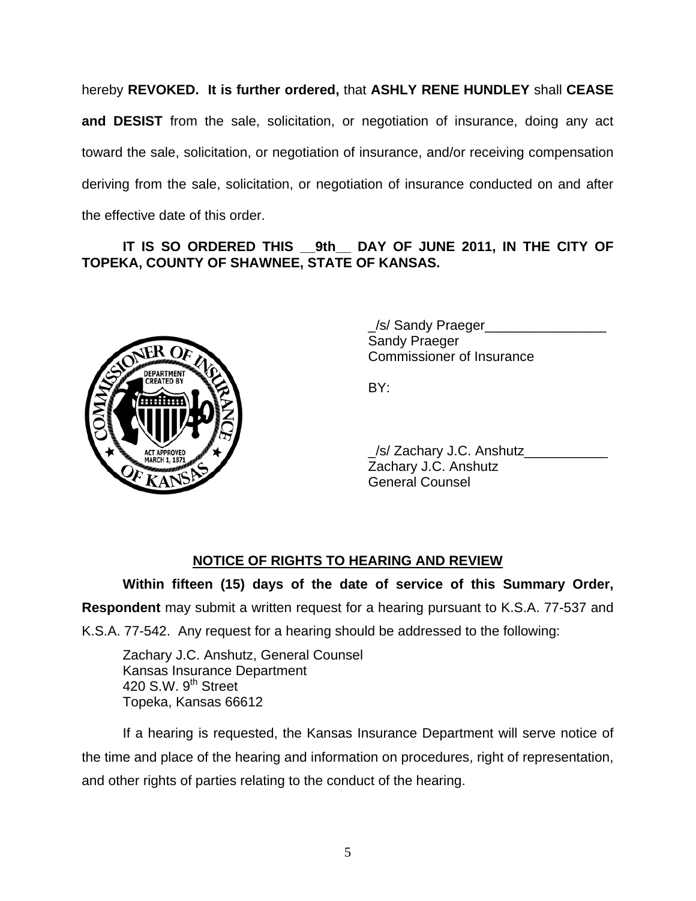hereby **REVOKED. It is further ordered,** that **ASHLY RENE HUNDLEY** shall **CEASE and DESIST** from the sale, solicitation, or negotiation of insurance, doing any act toward the sale, solicitation, or negotiation of insurance, and/or receiving compensation deriving from the sale, solicitation, or negotiation of insurance conducted on and after the effective date of this order.

**IT IS SO ORDERED THIS __9th__ DAY OF JUNE 2011, IN THE CITY OF TOPEKA, COUNTY OF SHAWNEE, STATE OF KANSAS.**

_/s/ Sandy Praeger________________
Sandy Praeger
Commissioner of Insurance

BY:

_/s/ Zachary J.C. Anshutz___________
Zachary J.C. Anshutz
General Counsel

## NOTICE OF RIGHTS TO HEARING AND REVIEW

**Within fifteen (15) days of the date of service of this Summary Order, Respondent** may submit a written request for a hearing pursuant to K.S.A. 77-537 and K.S.A. 77-542. Any request for a hearing should be addressed to the following:

Zachary J.C. Anshutz, General Counsel
Kansas Insurance Department
420 S.W. 9th Street
Topeka, Kansas 66612

If a hearing is requested, the Kansas Insurance Department will serve notice of the time and place of the hearing and information on procedures, right of representation, and other rights of parties relating to the conduct of the hearing.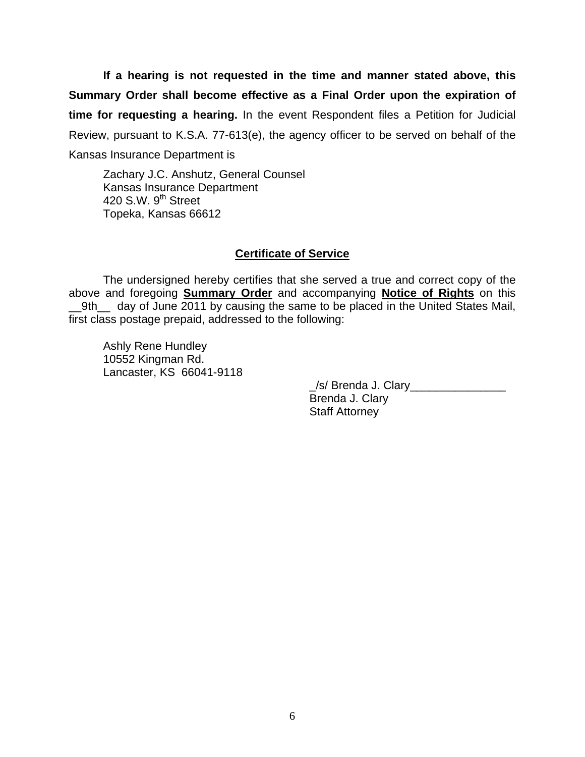**If a hearing is not requested in the time and manner stated above, this Summary Order shall become effective as a Final Order upon the expiration of time for requesting a hearing.** In the event Respondent files a Petition for Judicial Review, pursuant to K.S.A. 77-613(e), the agency officer to be served on behalf of the Kansas Insurance Department is

Zachary J.C. Anshutz, General Counsel
Kansas Insurance Department
420 S.W. 9th Street
Topeka, Kansas 66612

## Certificate of Service

The undersigned hereby certifies that she served a true and correct copy of the above and foregoing **Summary Order** and accompanying **Notice of Rights** on this __9th__ day of June 2011 by causing the same to be placed in the United States Mail, first class postage prepaid, addressed to the following:

Ashly Rene Hundley
10552 Kingman Rd.
Lancaster, KS 66041-9118

_/s/ Brenda J. Clary_______________
Brenda J. Clary
Staff Attorney